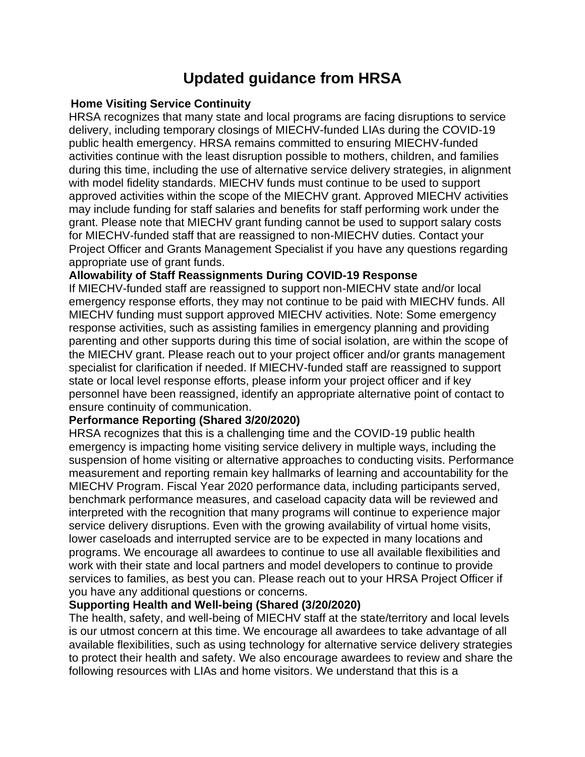# Updated guidance from HRSA

**Home Visiting Service Continuity**

HRSA recognizes that many state and local programs are facing disruptions to service delivery, including temporary closings of MIECHV-funded LIAs during the COVID-19 public health emergency. HRSA remains committed to ensuring MIECHV-funded activities continue with the least disruption possible to mothers, children, and families during this time, including the use of alternative service delivery strategies, in alignment with model fidelity standards. MIECHV funds must continue to be used to support approved activities within the scope of the MIECHV grant. Approved MIECHV activities may include funding for staff salaries and benefits for staff performing work under the grant. Please note that MIECHV grant funding cannot be used to support salary costs for MIECHV-funded staff that are reassigned to non-MIECHV duties. Contact your Project Officer and Grants Management Specialist if you have any questions regarding appropriate use of grant funds.

**Allowability of Staff Reassignments During COVID-19 Response**

If MIECHV-funded staff are reassigned to support non-MIECHV state and/or local emergency response efforts, they may not continue to be paid with MIECHV funds. All MIECHV funding must support approved MIECHV activities. Note: Some emergency response activities, such as assisting families in emergency planning and providing parenting and other supports during this time of social isolation, are within the scope of the MIECHV grant. Please reach out to your project officer and/or grants management specialist for clarification if needed. If MIECHV-funded staff are reassigned to support state or local level response efforts, please inform your project officer and if key personnel have been reassigned, identify an appropriate alternative point of contact to ensure continuity of communication.

**Performance Reporting (Shared 3/20/2020)**

HRSA recognizes that this is a challenging time and the COVID-19 public health emergency is impacting home visiting service delivery in multiple ways, including the suspension of home visiting or alternative approaches to conducting visits. Performance measurement and reporting remain key hallmarks of learning and accountability for the MIECHV Program. Fiscal Year 2020 performance data, including participants served, benchmark performance measures, and caseload capacity data will be reviewed and interpreted with the recognition that many programs will continue to experience major service delivery disruptions. Even with the growing availability of virtual home visits, lower caseloads and interrupted service are to be expected in many locations and programs. We encourage all awardees to continue to use all available flexibilities and work with their state and local partners and model developers to continue to provide services to families, as best you can. Please reach out to your HRSA Project Officer if you have any additional questions or concerns.

**Supporting Health and Well-being (Shared (3/20/2020)**

The health, safety, and well-being of MIECHV staff at the state/territory and local levels is our utmost concern at this time. We encourage all awardees to take advantage of all available flexibilities, such as using technology for alternative service delivery strategies to protect their health and safety. We also encourage awardees to review and share the following resources with LIAs and home visitors. We understand that this is a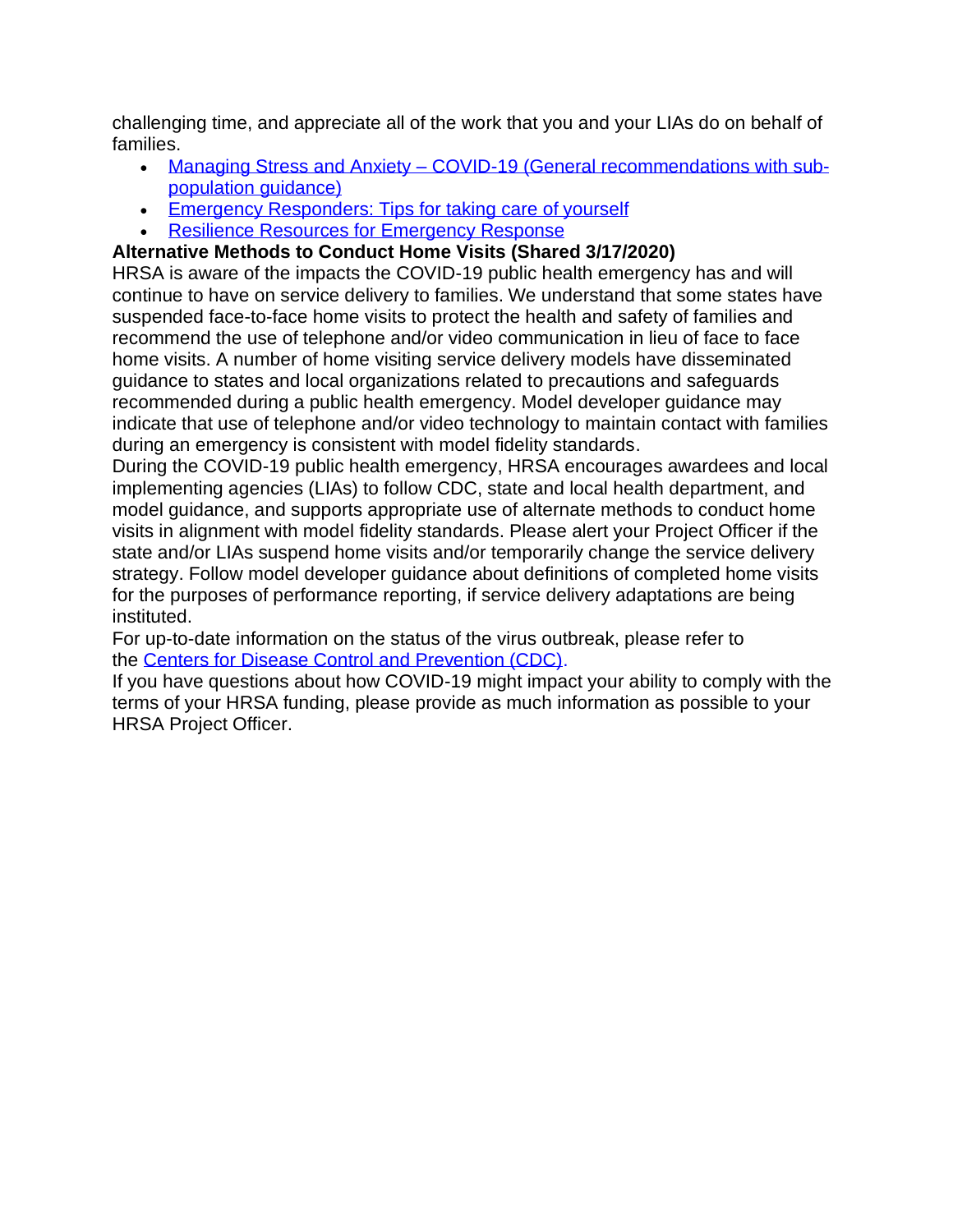challenging time, and appreciate all of the work that you and your LIAs do on behalf of families.

- Managing Stress and Anxiety – COVID-19 (General recommendations with sub-population guidance)
- Emergency Responders: Tips for taking care of yourself
- Resilience Resources for Emergency Response

**Alternative Methods to Conduct Home Visits (Shared 3/17/2020)**

HRSA is aware of the impacts the COVID-19 public health emergency has and will continue to have on service delivery to families. We understand that some states have suspended face-to-face home visits to protect the health and safety of families and recommend the use of telephone and/or video communication in lieu of face to face home visits. A number of home visiting service delivery models have disseminated guidance to states and local organizations related to precautions and safeguards recommended during a public health emergency. Model developer guidance may indicate that use of telephone and/or video technology to maintain contact with families during an emergency is consistent with model fidelity standards.

During the COVID-19 public health emergency, HRSA encourages awardees and local implementing agencies (LIAs) to follow CDC, state and local health department, and model guidance, and supports appropriate use of alternate methods to conduct home visits in alignment with model fidelity standards. Please alert your Project Officer if the state and/or LIAs suspend home visits and/or temporarily change the service delivery strategy. Follow model developer guidance about definitions of completed home visits for the purposes of performance reporting, if service delivery adaptations are being instituted.

For up-to-date information on the status of the virus outbreak, please refer to the Centers for Disease Control and Prevention (CDC).

If you have questions about how COVID-19 might impact your ability to comply with the terms of your HRSA funding, please provide as much information as possible to your HRSA Project Officer.